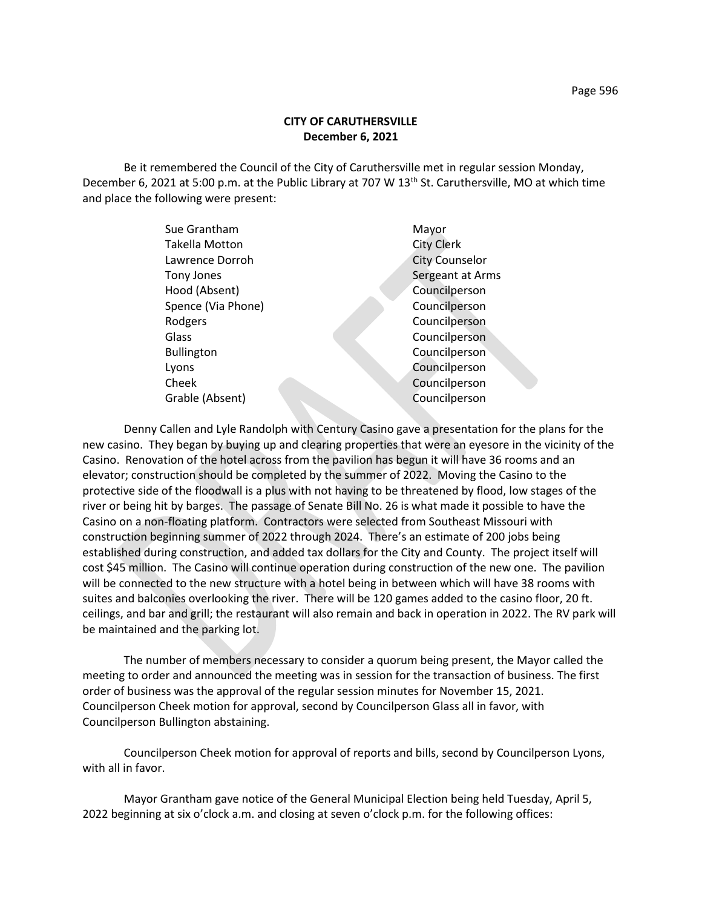**CITY OF CARUTHERSVILLE**
**December 6, 2021**

Be it remembered the Council of the City of Caruthersville met in regular session Monday, December 6, 2021 at 5:00 p.m. at the Public Library at 707 W 13th St. Caruthersville, MO at which time and place the following were present:

| | |
|---|---|
| Sue Grantham | Mayor |
| Takella Motton | City Clerk |
| Lawrence Dorroh | City Counselor |
| Tony Jones | Sergeant at Arms |
| Hood (Absent) | Councilperson |
| Spence (Via Phone) | Councilperson |
| Rodgers | Councilperson |
| Glass | Councilperson |
| Bullington | Councilperson |
| Lyons | Councilperson |
| Cheek | Councilperson |
| Grable (Absent) | Councilperson |

Denny Callen and Lyle Randolph with Century Casino gave a presentation for the plans for the new casino. They began by buying up and clearing properties that were an eyesore in the vicinity of the Casino. Renovation of the hotel across from the pavilion has begun it will have 36 rooms and an elevator; construction should be completed by the summer of 2022. Moving the Casino to the protective side of the floodwall is a plus with not having to be threatened by flood, low stages of the river or being hit by barges. The passage of Senate Bill No. 26 is what made it possible to have the Casino on a non-floating platform. Contractors were selected from Southeast Missouri with construction beginning summer of 2022 through 2024. There's an estimate of 200 jobs being established during construction, and added tax dollars for the City and County. The project itself will cost $45 million. The Casino will continue operation during construction of the new one. The pavilion will be connected to the new structure with a hotel being in between which will have 38 rooms with suites and balconies overlooking the river. There will be 120 games added to the casino floor, 20 ft. ceilings, and bar and grill; the restaurant will also remain and back in operation in 2022. The RV park will be maintained and the parking lot.

The number of members necessary to consider a quorum being present, the Mayor called the meeting to order and announced the meeting was in session for the transaction of business. The first order of business was the approval of the regular session minutes for November 15, 2021. Councilperson Cheek motion for approval, second by Councilperson Glass all in favor, with Councilperson Bullington abstaining.

Councilperson Cheek motion for approval of reports and bills, second by Councilperson Lyons, with all in favor.

Mayor Grantham gave notice of the General Municipal Election being held Tuesday, April 5, 2022 beginning at six o'clock a.m. and closing at seven o'clock p.m. for the following offices: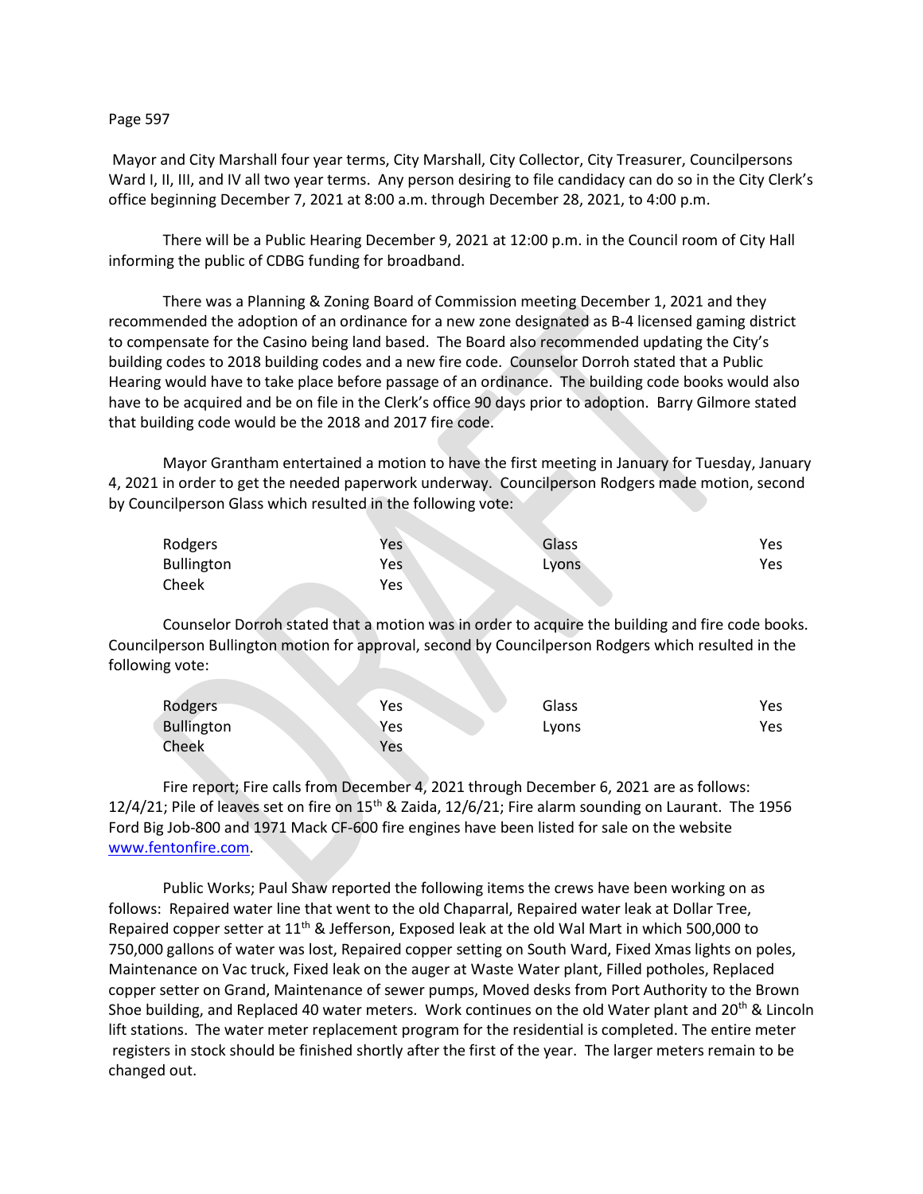Mayor and City Marshall four year terms, City Marshall, City Collector, City Treasurer, Councilpersons Ward I, II, III, and IV all two year terms. Any person desiring to file candidacy can do so in the City Clerk's office beginning December 7, 2021 at 8:00 a.m. through December 28, 2021, to 4:00 p.m.

There will be a Public Hearing December 9, 2021 at 12:00 p.m. in the Council room of City Hall informing the public of CDBG funding for broadband.

There was a Planning & Zoning Board of Commission meeting December 1, 2021 and they recommended the adoption of an ordinance for a new zone designated as B-4 licensed gaming district to compensate for the Casino being land based. The Board also recommended updating the City's building codes to 2018 building codes and a new fire code. Counselor Dorroh stated that a Public Hearing would have to take place before passage of an ordinance. The building code books would also have to be acquired and be on file in the Clerk's office 90 days prior to adoption. Barry Gilmore stated that building code would be the 2018 and 2017 fire code.

Mayor Grantham entertained a motion to have the first meeting in January for Tuesday, January 4, 2021 in order to get the needed paperwork underway. Councilperson Rodgers made motion, second by Councilperson Glass which resulted in the following vote:

| | | | |
|---|---|---|---|
| Rodgers | Yes | Glass | Yes |
| Bullington | Yes | Lyons | Yes |
| Cheek | Yes | | |

Counselor Dorroh stated that a motion was in order to acquire the building and fire code books. Councilperson Bullington motion for approval, second by Councilperson Rodgers which resulted in the following vote:

| | | | |
|---|---|---|---|
| Rodgers | Yes | Glass | Yes |
| Bullington | Yes | Lyons | Yes |
| Cheek | Yes | | |

Fire report; Fire calls from December 4, 2021 through December 6, 2021 are as follows: 12/4/21; Pile of leaves set on fire on 15th & Zaida, 12/6/21; Fire alarm sounding on Laurant. The 1956 Ford Big Job-800 and 1971 Mack CF-600 fire engines have been listed for sale on the website www.fentonfire.com.

Public Works; Paul Shaw reported the following items the crews have been working on as follows: Repaired water line that went to the old Chaparral, Repaired water leak at Dollar Tree, Repaired copper setter at 11th & Jefferson, Exposed leak at the old Wal Mart in which 500,000 to 750,000 gallons of water was lost, Repaired copper setting on South Ward, Fixed Xmas lights on poles, Maintenance on Vac truck, Fixed leak on the auger at Waste Water plant, Filled potholes, Replaced copper setter on Grand, Maintenance of sewer pumps, Moved desks from Port Authority to the Brown Shoe building, and Replaced 40 water meters. Work continues on the old Water plant and 20th & Lincoln lift stations. The water meter replacement program for the residential is completed. The entire meter registers in stock should be finished shortly after the first of the year. The larger meters remain to be changed out.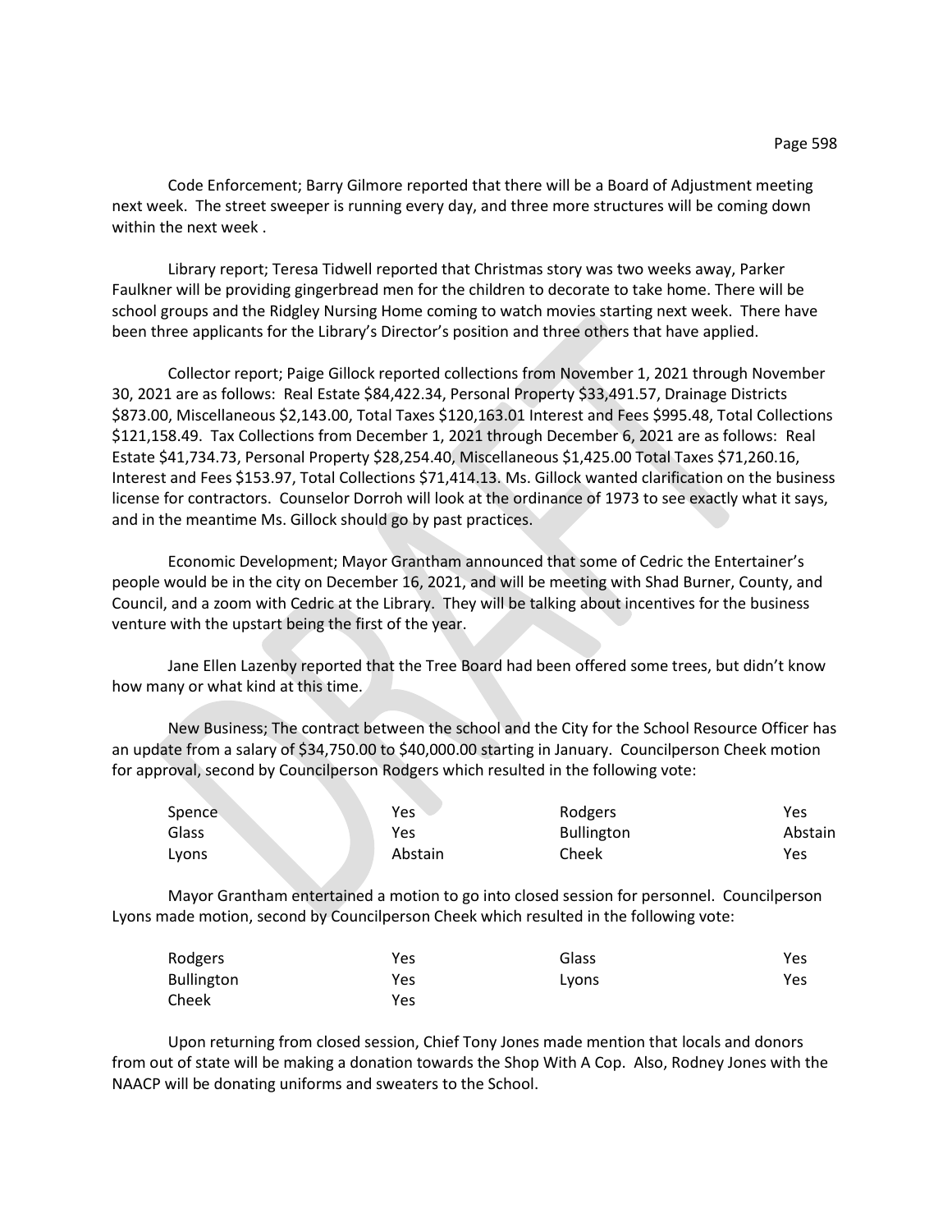Code Enforcement; Barry Gilmore reported that there will be a Board of Adjustment meeting next week. The street sweeper is running every day, and three more structures will be coming down within the next week .

Library report; Teresa Tidwell reported that Christmas story was two weeks away, Parker Faulkner will be providing gingerbread men for the children to decorate to take home. There will be school groups and the Ridgley Nursing Home coming to watch movies starting next week. There have been three applicants for the Library's Director's position and three others that have applied.

Collector report; Paige Gillock reported collections from November 1, 2021 through November 30, 2021 are as follows: Real Estate $84,422.34, Personal Property $33,491.57, Drainage Districts $873.00, Miscellaneous $2,143.00, Total Taxes $120,163.01 Interest and Fees $995.48, Total Collections $121,158.49. Tax Collections from December 1, 2021 through December 6, 2021 are as follows: Real Estate $41,734.73, Personal Property $28,254.40, Miscellaneous $1,425.00 Total Taxes $71,260.16, Interest and Fees $153.97, Total Collections $71,414.13. Ms. Gillock wanted clarification on the business license for contractors. Counselor Dorroh will look at the ordinance of 1973 to see exactly what it says, and in the meantime Ms. Gillock should go by past practices.

Economic Development; Mayor Grantham announced that some of Cedric the Entertainer's people would be in the city on December 16, 2021, and will be meeting with Shad Burner, County, and Council, and a zoom with Cedric at the Library. They will be talking about incentives for the business venture with the upstart being the first of the year.

Jane Ellen Lazenby reported that the Tree Board had been offered some trees, but didn't know how many or what kind at this time.

New Business; The contract between the school and the City for the School Resource Officer has an update from a salary of $34,750.00 to $40,000.00 starting in January. Councilperson Cheek motion for approval, second by Councilperson Rodgers which resulted in the following vote:

| | | | |
|---|---|---|---|
| Spence | Yes | Rodgers | Yes |
| Glass | Yes | Bullington | Abstain |
| Lyons | Abstain | Cheek | Yes |

Mayor Grantham entertained a motion to go into closed session for personnel. Councilperson Lyons made motion, second by Councilperson Cheek which resulted in the following vote:

| | | | |
|---|---|---|---|
| Rodgers | Yes | Glass | Yes |
| Bullington | Yes | Lyons | Yes |
| Cheek | Yes | | |

Upon returning from closed session, Chief Tony Jones made mention that locals and donors from out of state will be making a donation towards the Shop With A Cop. Also, Rodney Jones with the NAACP will be donating uniforms and sweaters to the School.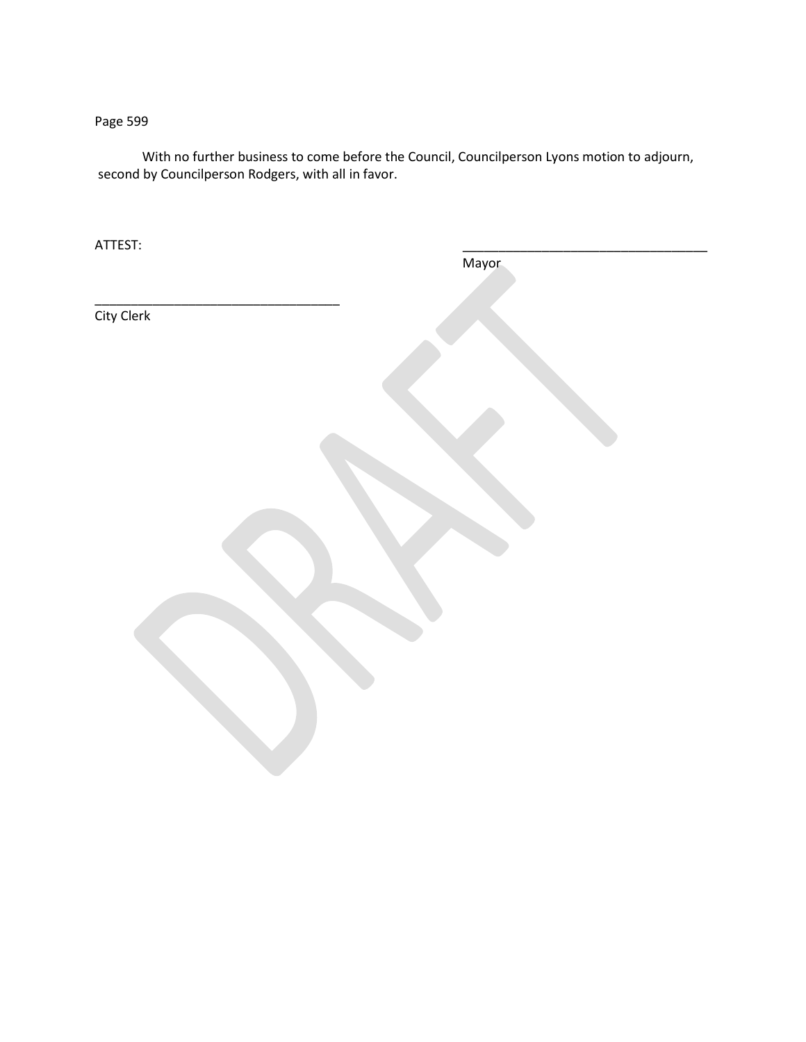With no further business to come before the Council, Councilperson Lyons motion to adjourn, second by Councilperson Rodgers, with all in favor.

ATTEST:

___________________________________
Mayor

___________________________________
City Clerk